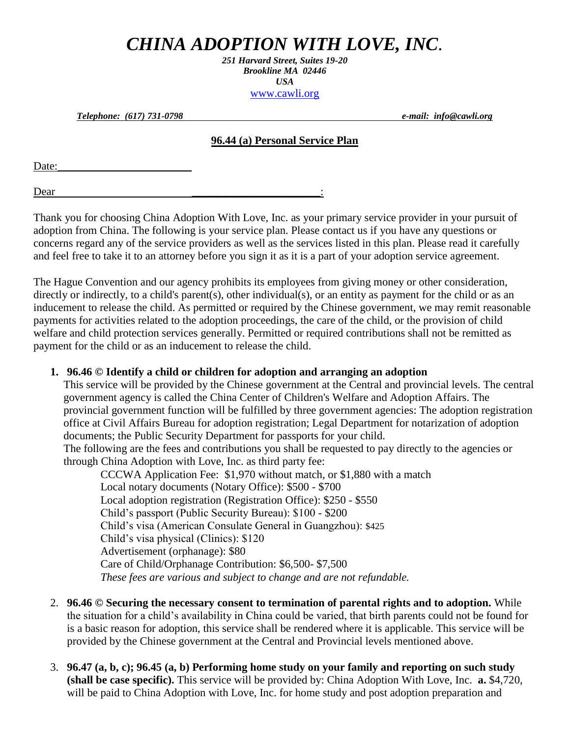# *CHINA ADOPTION WITH LOVE, INC.*

***251 Harvard Street, Suites 19-20***
***Brookline MA 02446***
***USA***
www.cawli.org

***Telephone: (617) 731-0798*** ***e-mail: info@cawli.org***

## 96.44 (a) Personal Service Plan

Date:________________________

Dear ______________________________________________:

Thank you for choosing China Adoption With Love, Inc. as your primary service provider in your pursuit of adoption from China. The following is your service plan. Please contact us if you have any questions or concerns regard any of the service providers as well as the services listed in this plan. Please read it carefully and feel free to take it to an attorney before you sign it as it is a part of your adoption service agreement.

The Hague Convention and our agency prohibits its employees from giving money or other consideration, directly or indirectly, to a child's parent(s), other individual(s), or an entity as payment for the child or as an inducement to release the child. As permitted or required by the Chinese government, we may remit reasonable payments for activities related to the adoption proceedings, the care of the child, or the provision of child welfare and child protection services generally. Permitted or required contributions shall not be remitted as payment for the child or as an inducement to release the child.

1. **96.46 © Identify a child or children for adoption and arranging an adoption**
   This service will be provided by the Chinese government at the Central and provincial levels. The central government agency is called the China Center of Children's Welfare and Adoption Affairs. The provincial government function will be fulfilled by three government agencies: The adoption registration office at Civil Affairs Bureau for adoption registration; Legal Department for notarization of adoption documents; the Public Security Department for passports for your child.
   The following are the fees and contributions you shall be requested to pay directly to the agencies or through China Adoption with Love, Inc. as third party fee:

   CCCWA Application Fee: $1,970 without match, or $1,880 with a match
   Local notary documents (Notary Office): $500 - $700
   Local adoption registration (Registration Office): $250 - $550
   Child's passport (Public Security Bureau): $100 - $200
   Child's visa (American Consulate General in Guangzhou): $425
   Child's visa physical (Clinics): $120
   Advertisement (orphanage): $80
   Care of Child/Orphanage Contribution: $6,500- $7,500
   *These fees are various and subject to change and are not refundable.*

2. **96.46 © Securing the necessary consent to termination of parental rights and to adoption.** While the situation for a child's availability in China could be varied, that birth parents could not be found for is a basic reason for adoption, this service shall be rendered where it is applicable. This service will be provided by the Chinese government at the Central and Provincial levels mentioned above.

3. **96.47 (a, b, c); 96.45 (a, b) Performing home study on your family and reporting on such study (shall be case specific).** This service will be provided by: China Adoption With Love, Inc. **a.** $4,720, will be paid to China Adoption with Love, Inc. for home study and post adoption preparation and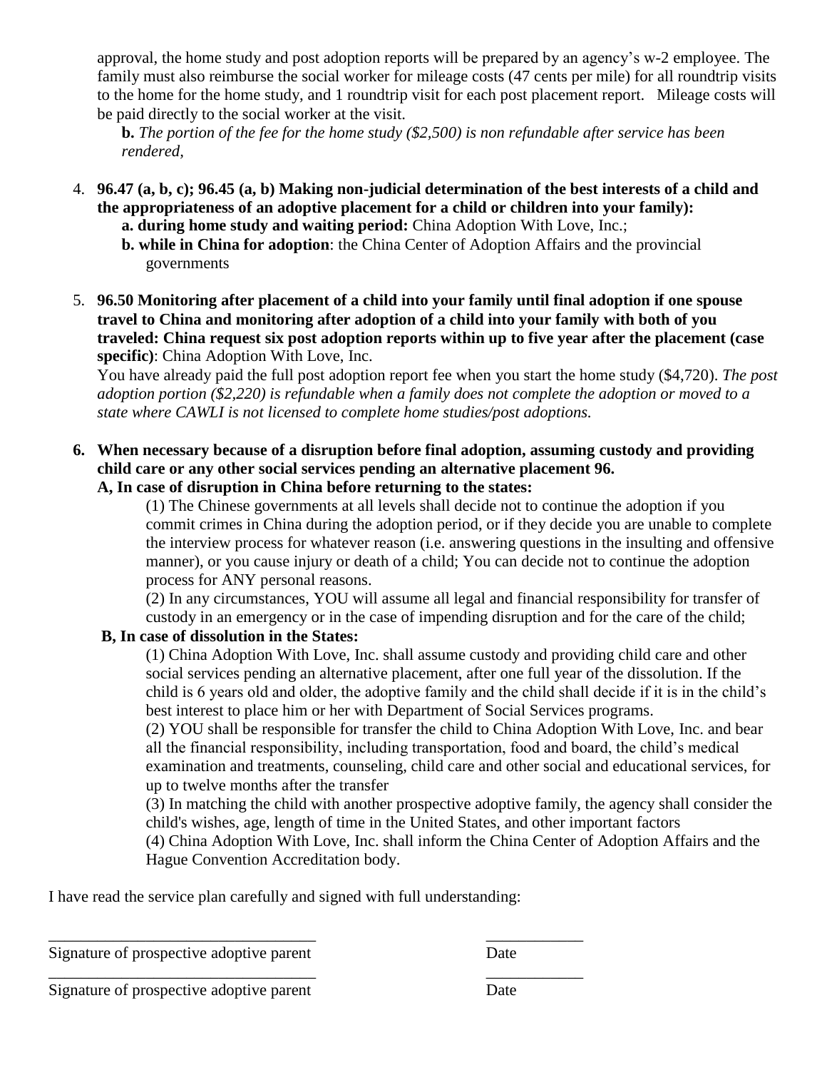approval, the home study and post adoption reports will be prepared by an agency's w-2 employee. The family must also reimburse the social worker for mileage costs (47 cents per mile) for all roundtrip visits to the home for the home study, and 1 roundtrip visit for each post placement report. Mileage costs will be paid directly to the social worker at the visit.

**b.** *The portion of the fee for the home study ($2,500) is non refundable after service has been rendered,*

4. **96.47 (a, b, c); 96.45 (a, b) Making non-judicial determination of the best interests of a child and the appropriateness of an adoptive placement for a child or children into your family):**
   - **a. during home study and waiting period:** China Adoption With Love, Inc.;
   - **b. while in China for adoption**: the China Center of Adoption Affairs and the provincial governments

5. **96.50 Monitoring after placement of a child into your family until final adoption if one spouse travel to China and monitoring after adoption of a child into your family with both of you traveled: China request six post adoption reports within up to five year after the placement (case specific)**: China Adoption With Love, Inc.

   You have already paid the full post adoption report fee when you start the home study ($4,720). *The post adoption portion ($2,220) is refundable when a family does not complete the adoption or moved to a state where CAWLI is not licensed to complete home studies/post adoptions.*

6. **When necessary because of a disruption before final adoption, assuming custody and providing child care or any other social services pending an alternative placement 96.**

   **A, In case of disruption in China before returning to the states:**

   (1) The Chinese governments at all levels shall decide not to continue the adoption if you commit crimes in China during the adoption period, or if they decide you are unable to complete the interview process for whatever reason (i.e. answering questions in the insulting and offensive manner), or you cause injury or death of a child; You can decide not to continue the adoption process for ANY personal reasons.

   (2) In any circumstances, YOU will assume all legal and financial responsibility for transfer of custody in an emergency or in the case of impending disruption and for the care of the child;

   **B, In case of dissolution in the States:**

   (1) China Adoption With Love, Inc. shall assume custody and providing child care and other social services pending an alternative placement, after one full year of the dissolution. If the child is 6 years old and older, the adoptive family and the child shall decide if it is in the child's best interest to place him or her with Department of Social Services programs.

   (2) YOU shall be responsible for transfer the child to China Adoption With Love, Inc. and bear all the financial responsibility, including transportation, food and board, the child's medical examination and treatments, counseling, child care and other social and educational services, for up to twelve months after the transfer

   (3) In matching the child with another prospective adoptive family, the agency shall consider the child's wishes, age, length of time in the United States, and other important factors

   (4) China Adoption With Love, Inc. shall inform the China Center of Adoption Affairs and the Hague Convention Accreditation body.

I have read the service plan carefully and signed with full understanding:

\_\_\_\_\_\_\_\_\_\_\_\_\_\_\_\_\_\_\_\_\_\_\_\_\_\_\_\_\_\_\_\_\_\_ \_\_\_\_\_\_\_\_\_\_\_\_

Signature of prospective adoptive parent Date

\_\_\_\_\_\_\_\_\_\_\_\_\_\_\_\_\_\_\_\_\_\_\_\_\_\_\_\_\_\_\_\_\_\_ \_\_\_\_\_\_\_\_\_\_\_\_

Signature of prospective adoptive parent Date